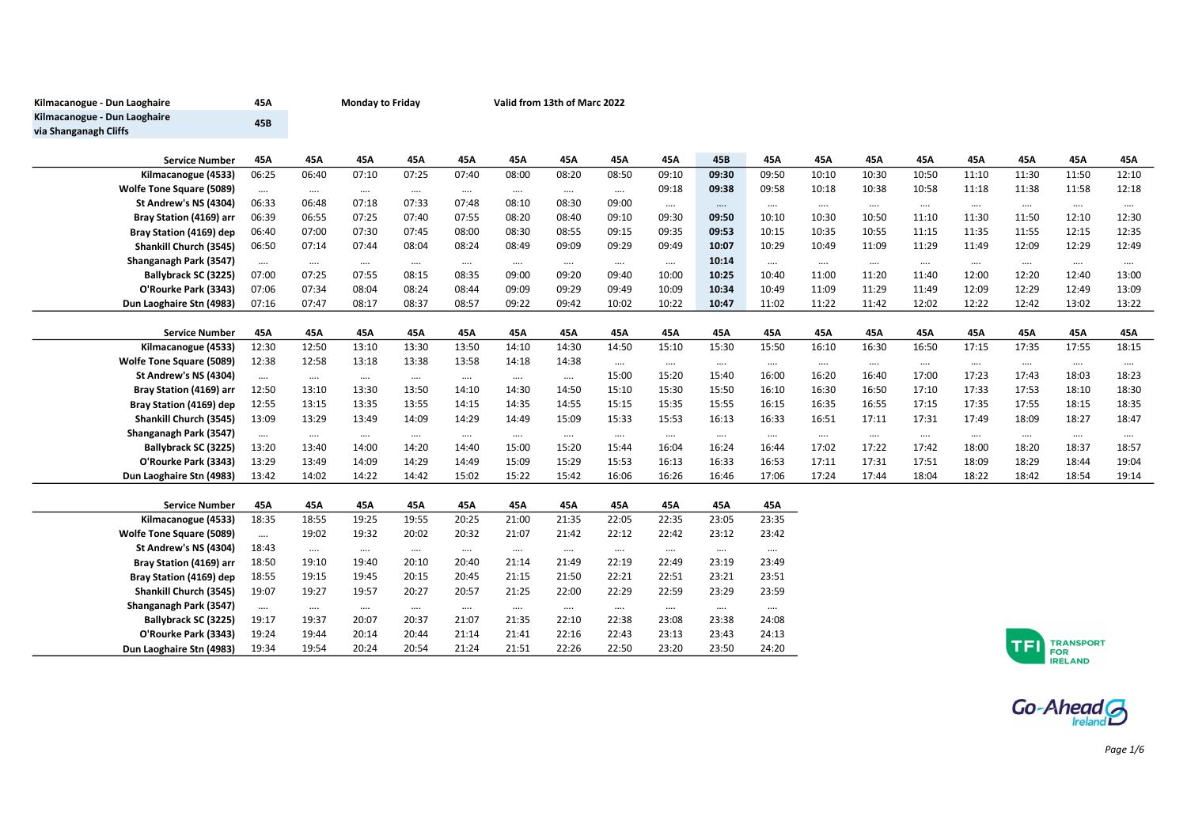Kilmacanogue - Dun Laoghaire — 45A — Monday to Friday — Valid from 13th of Marc 2022

Kilmacanogue - Dun Laoghaire via Shanganagh Cliffs — 45B

| Service Number | 45A | 45A | 45A | 45A | 45A | 45A | 45A | 45A | 45A | 45B | 45A | 45A | 45A | 45A | 45A | 45A | 45A | 45A |
|---|---|---|---|---|---|---|---|---|---|---|---|---|---|---|---|---|---|---|
| Kilmacanogue (4533) | 06:25 | 06:40 | 07:10 | 07:25 | 07:40 | 08:00 | 08:20 | 08:50 | 09:10 | **09:30** | 09:50 | 10:10 | 10:30 | 10:50 | 11:10 | 11:30 | 11:50 | 12:10 |
| Wolfe Tone Square (5089) | .... | .... | .... | .... | .... | .... | .... | .... | 09:18 | **09:38** | 09:58 | 10:18 | 10:38 | 10:58 | 11:18 | 11:38 | 11:58 | 12:18 |
| St Andrew's NS (4304) | 06:33 | 06:48 | 07:18 | 07:33 | 07:48 | 08:10 | 08:30 | 09:00 | .... | **....** | .... | .... | .... | .... | .... | .... | .... | .... |
| Bray Station (4169) arr | 06:39 | 06:55 | 07:25 | 07:40 | 07:55 | 08:20 | 08:40 | 09:10 | 09:30 | **09:50** | 10:10 | 10:30 | 10:50 | 11:10 | 11:30 | 11:50 | 12:10 | 12:30 |
| Bray Station (4169) dep | 06:40 | 07:00 | 07:30 | 07:45 | 08:00 | 08:30 | 08:55 | 09:15 | 09:35 | **09:53** | 10:15 | 10:35 | 10:55 | 11:15 | 11:35 | 11:55 | 12:15 | 12:35 |
| Shankill Church (3545) | 06:50 | 07:14 | 07:44 | 08:04 | 08:24 | 08:49 | 09:09 | 09:29 | 09:49 | **10:07** | 10:29 | 10:49 | 11:09 | 11:29 | 11:49 | 12:09 | 12:29 | 12:49 |
| Shanganagh Park (3547) | .... | .... | .... | .... | .... | .... | .... | .... | .... | **10:14** | .... | .... | .... | .... | .... | .... | .... | .... |
| Ballybrack SC (3225) | 07:00 | 07:25 | 07:55 | 08:15 | 08:35 | 09:00 | 09:20 | 09:40 | 10:00 | **10:25** | 10:40 | 11:00 | 11:20 | 11:40 | 12:00 | 12:20 | 12:40 | 13:00 |
| O'Rourke Park (3343) | 07:06 | 07:34 | 08:04 | 08:24 | 08:44 | 09:09 | 09:29 | 09:49 | 10:09 | **10:34** | 10:49 | 11:09 | 11:29 | 11:49 | 12:09 | 12:29 | 12:49 | 13:09 |
| Dun Laoghaire Stn (4983) | 07:16 | 07:47 | 08:17 | 08:37 | 08:57 | 09:22 | 09:42 | 10:02 | 10:22 | **10:47** | 11:02 | 11:22 | 11:42 | 12:02 | 12:22 | 12:42 | 13:02 | 13:22 |

| Service Number | 45A | 45A | 45A | 45A | 45A | 45A | 45A | 45A | 45A | 45A | 45A | 45A | 45A | 45A | 45A | 45A | 45A | 45A |
|---|---|---|---|---|---|---|---|---|---|---|---|---|---|---|---|---|---|---|
| Kilmacanogue (4533) | 12:30 | 12:50 | 13:10 | 13:30 | 13:50 | 14:10 | 14:30 | 14:50 | 15:10 | 15:30 | 15:50 | 16:10 | 16:30 | 16:50 | 17:15 | 17:35 | 17:55 | 18:15 |
| Wolfe Tone Square (5089) | 12:38 | 12:58 | 13:18 | 13:38 | 13:58 | 14:18 | 14:38 | .... | .... | .... | .... | .... | .... | .... | .... | .... | .... | .... |
| St Andrew's NS (4304) | .... | .... | .... | .... | .... | .... | .... | 15:00 | 15:20 | 15:40 | 16:00 | 16:20 | 16:40 | 17:00 | 17:23 | 17:43 | 18:03 | 18:23 |
| Bray Station (4169) arr | 12:50 | 13:10 | 13:30 | 13:50 | 14:10 | 14:30 | 14:50 | 15:10 | 15:30 | 15:50 | 16:10 | 16:30 | 16:50 | 17:10 | 17:33 | 17:53 | 18:10 | 18:30 |
| Bray Station (4169) dep | 12:55 | 13:15 | 13:35 | 13:55 | 14:15 | 14:35 | 14:55 | 15:15 | 15:35 | 15:55 | 16:15 | 16:35 | 16:55 | 17:15 | 17:35 | 17:55 | 18:15 | 18:35 |
| Shankill Church (3545) | 13:09 | 13:29 | 13:49 | 14:09 | 14:29 | 14:49 | 15:09 | 15:33 | 15:53 | 16:13 | 16:33 | 16:51 | 17:11 | 17:31 | 17:49 | 18:09 | 18:27 | 18:47 |
| Shanganagh Park (3547) | .... | .... | .... | .... | .... | .... | .... | .... | .... | .... | .... | .... | .... | .... | .... | .... | .... | .... |
| Ballybrack SC (3225) | 13:20 | 13:40 | 14:00 | 14:20 | 14:40 | 15:00 | 15:20 | 15:44 | 16:04 | 16:24 | 16:44 | 17:02 | 17:22 | 17:42 | 18:00 | 18:20 | 18:37 | 18:57 |
| O'Rourke Park (3343) | 13:29 | 13:49 | 14:09 | 14:29 | 14:49 | 15:09 | 15:29 | 15:53 | 16:13 | 16:33 | 16:53 | 17:11 | 17:31 | 17:51 | 18:09 | 18:29 | 18:44 | 19:04 |
| Dun Laoghaire Stn (4983) | 13:42 | 14:02 | 14:22 | 14:42 | 15:02 | 15:22 | 15:42 | 16:06 | 16:26 | 16:46 | 17:06 | 17:24 | 17:44 | 18:04 | 18:22 | 18:42 | 18:54 | 19:14 |

| Service Number | 45A | 45A | 45A | 45A | 45A | 45A | 45A | 45A | 45A | 45A | 45A |
|---|---|---|---|---|---|---|---|---|---|---|---|
| Kilmacanogue (4533) | 18:35 | 18:55 | 19:25 | 19:55 | 20:25 | 21:00 | 21:35 | 22:05 | 22:35 | 23:05 | 23:35 |
| Wolfe Tone Square (5089) | .... | 19:02 | 19:32 | 20:02 | 20:32 | 21:07 | 21:42 | 22:12 | 22:42 | 23:12 | 23:42 |
| St Andrew's NS (4304) | 18:43 | .... | .... | .... | .... | .... | .... | .... | .... | .... | .... |
| Bray Station (4169) arr | 18:50 | 19:10 | 19:40 | 20:10 | 20:40 | 21:14 | 21:49 | 22:19 | 22:49 | 23:19 | 23:49 |
| Bray Station (4169) dep | 18:55 | 19:15 | 19:45 | 20:15 | 20:45 | 21:15 | 21:50 | 22:21 | 22:51 | 23:21 | 23:51 |
| Shankill Church (3545) | 19:07 | 19:27 | 19:57 | 20:27 | 20:57 | 21:25 | 22:00 | 22:29 | 22:59 | 23:29 | 23:59 |
| Shanganagh Park (3547) | .... | .... | .... | .... | .... | .... | .... | .... | .... | .... | .... |
| Ballybrack SC (3225) | 19:17 | 19:37 | 20:07 | 20:37 | 21:07 | 21:35 | 22:10 | 22:38 | 23:08 | 23:38 | 24:08 |
| O'Rourke Park (3343) | 19:24 | 19:44 | 20:14 | 20:44 | 21:14 | 21:41 | 22:16 | 22:43 | 23:13 | 23:43 | 24:13 |
| Dun Laoghaire Stn (4983) | 19:34 | 19:54 | 20:24 | 20:54 | 21:24 | 21:51 | 22:26 | 22:50 | 23:20 | 23:50 | 24:20 |

TFI TRANSPORT FOR IRELAND

Go-Ahead Ireland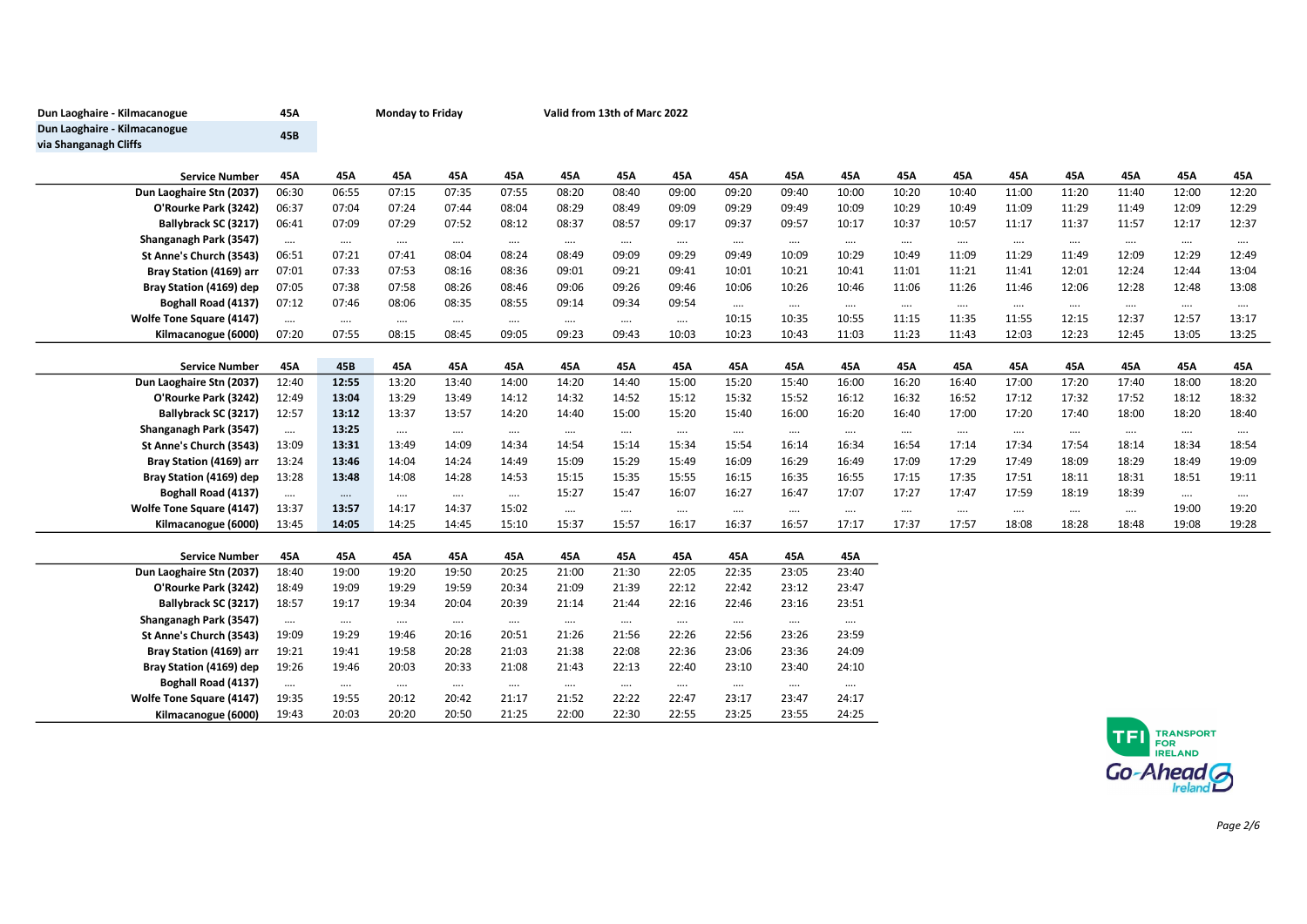| Dun Laoghaire - Kilmacanogue | 45A | Monday to Friday | Valid from 13th of Marc 2022 |
|---|---|---|---|
| Dun Laoghaire - Kilmacanogue via Shanganagh Cliffs | 45B | | |

| Service Number | 45A | 45A | 45A | 45A | 45A | 45A | 45A | 45A | 45A | 45A | 45A | 45A | 45A | 45A | 45A | 45A | 45A | 45A |
|---|---|---|---|---|---|---|---|---|---|---|---|---|---|---|---|---|---|---|
| Dun Laoghaire Stn (2037) | 06:30 | 06:55 | 07:15 | 07:35 | 07:55 | 08:20 | 08:40 | 09:00 | 09:20 | 09:40 | 10:00 | 10:20 | 10:40 | 11:00 | 11:20 | 11:40 | 12:00 | 12:20 |
| O'Rourke Park (3242) | 06:37 | 07:04 | 07:24 | 07:44 | 08:04 | 08:29 | 08:49 | 09:09 | 09:29 | 09:49 | 10:09 | 10:29 | 10:49 | 11:09 | 11:29 | 11:49 | 12:09 | 12:29 |
| Ballybrack SC (3217) | 06:41 | 07:09 | 07:29 | 07:52 | 08:12 | 08:37 | 08:57 | 09:17 | 09:37 | 09:57 | 10:17 | 10:37 | 10:57 | 11:17 | 11:37 | 11:57 | 12:17 | 12:37 |
| Shanganagh Park (3547) | .... | .... | .... | .... | .... | .... | .... | .... | .... | .... | .... | .... | .... | .... | .... | .... | .... | .... |
| St Anne's Church (3543) | 06:51 | 07:21 | 07:41 | 08:04 | 08:24 | 08:49 | 09:09 | 09:29 | 09:49 | 10:09 | 10:29 | 10:49 | 11:09 | 11:29 | 11:49 | 12:09 | 12:29 | 12:49 |
| Bray Station (4169) arr | 07:01 | 07:33 | 07:53 | 08:16 | 08:36 | 09:01 | 09:21 | 09:41 | 10:01 | 10:21 | 10:41 | 11:01 | 11:21 | 11:41 | 12:01 | 12:24 | 12:44 | 13:04 |
| Bray Station (4169) dep | 07:05 | 07:38 | 07:58 | 08:26 | 08:46 | 09:06 | 09:26 | 09:46 | 10:06 | 10:26 | 10:46 | 11:06 | 11:26 | 11:46 | 12:06 | 12:28 | 12:48 | 13:08 |
| Boghall Road (4137) | 07:12 | 07:46 | 08:06 | 08:35 | 08:55 | 09:14 | 09:34 | 09:54 | .... | .... | .... | .... | .... | .... | .... | .... | .... | .... |
| Wolfe Tone Square (4147) | .... | .... | .... | .... | .... | .... | .... | .... | 10:15 | 10:35 | 10:55 | 11:15 | 11:35 | 11:55 | 12:15 | 12:37 | 12:57 | 13:17 |
| Kilmacanogue (6000) | 07:20 | 07:55 | 08:15 | 08:45 | 09:05 | 09:23 | 09:43 | 10:03 | 10:23 | 10:43 | 11:03 | 11:23 | 11:43 | 12:03 | 12:23 | 12:45 | 13:05 | 13:25 |

| Service Number | 45A | **45B** | 45A | 45A | 45A | 45A | 45A | 45A | 45A | 45A | 45A | 45A | 45A | 45A | 45A | 45A | 45A | 45A |
|---|---|---|---|---|---|---|---|---|---|---|---|---|---|---|---|---|---|---|
| Dun Laoghaire Stn (2037) | 12:40 | **12:55** | 13:20 | 13:40 | 14:00 | 14:20 | 14:40 | 15:00 | 15:20 | 15:40 | 16:00 | 16:20 | 16:40 | 17:00 | 17:20 | 17:40 | 18:00 | 18:20 |
| O'Rourke Park (3242) | 12:49 | **13:04** | 13:29 | 13:49 | 14:12 | 14:32 | 14:52 | 15:12 | 15:32 | 15:52 | 16:12 | 16:32 | 16:52 | 17:12 | 17:32 | 17:52 | 18:12 | 18:32 |
| Ballybrack SC (3217) | 12:57 | **13:12** | 13:37 | 13:57 | 14:20 | 14:40 | 15:00 | 15:20 | 15:40 | 16:00 | 16:20 | 16:40 | 17:00 | 17:20 | 17:40 | 18:00 | 18:20 | 18:40 |
| Shanganagh Park (3547) | .... | **13:25** | .... | .... | .... | .... | .... | .... | .... | .... | .... | .... | .... | .... | .... | .... | .... | .... |
| St Anne's Church (3543) | 13:09 | **13:31** | 13:49 | 14:09 | 14:34 | 14:54 | 15:14 | 15:34 | 15:54 | 16:14 | 16:34 | 16:54 | 17:14 | 17:34 | 17:54 | 18:14 | 18:34 | 18:54 |
| Bray Station (4169) arr | 13:24 | **13:46** | 14:04 | 14:24 | 14:49 | 15:09 | 15:29 | 15:49 | 16:09 | 16:29 | 16:49 | 17:09 | 17:29 | 17:49 | 18:09 | 18:29 | 18:49 | 19:09 |
| Bray Station (4169) dep | 13:28 | **13:48** | 14:08 | 14:28 | 14:53 | 15:15 | 15:35 | 15:55 | 16:15 | 16:35 | 16:55 | 17:15 | 17:35 | 17:51 | 18:11 | 18:31 | 18:51 | 19:11 |
| Boghall Road (4137) | .... | **....** | .... | .... | .... | 15:27 | 15:47 | 16:07 | 16:27 | 16:47 | 17:07 | 17:27 | 17:47 | 17:59 | 18:19 | 18:39 | .... | .... |
| Wolfe Tone Square (4147) | 13:37 | **13:57** | 14:17 | 14:37 | 15:02 | .... | .... | .... | .... | .... | .... | .... | .... | .... | .... | .... | 19:00 | 19:20 |
| Kilmacanogue (6000) | 13:45 | **14:05** | 14:25 | 14:45 | 15:10 | 15:37 | 15:57 | 16:17 | 16:37 | 16:57 | 17:17 | 17:37 | 17:57 | 18:08 | 18:28 | 18:48 | 19:08 | 19:28 |

| Service Number | 45A | 45A | 45A | 45A | 45A | 45A | 45A | 45A | 45A | 45A | 45A |
|---|---|---|---|---|---|---|---|---|---|---|---|
| Dun Laoghaire Stn (2037) | 18:40 | 19:00 | 19:20 | 19:50 | 20:25 | 21:00 | 21:30 | 22:05 | 22:35 | 23:05 | 23:40 |
| O'Rourke Park (3242) | 18:49 | 19:09 | 19:29 | 19:59 | 20:34 | 21:09 | 21:39 | 22:12 | 22:42 | 23:12 | 23:47 |
| Ballybrack SC (3217) | 18:57 | 19:17 | 19:34 | 20:04 | 20:39 | 21:14 | 21:44 | 22:16 | 22:46 | 23:16 | 23:51 |
| Shanganagh Park (3547) | .... | .... | .... | .... | .... | .... | .... | .... | .... | .... | .... |
| St Anne's Church (3543) | 19:09 | 19:29 | 19:46 | 20:16 | 20:51 | 21:26 | 21:56 | 22:26 | 22:56 | 23:26 | 23:59 |
| Bray Station (4169) arr | 19:21 | 19:41 | 19:58 | 20:28 | 21:03 | 21:38 | 22:08 | 22:36 | 23:06 | 23:36 | 24:09 |
| Bray Station (4169) dep | 19:26 | 19:46 | 20:03 | 20:33 | 21:08 | 21:43 | 22:13 | 22:40 | 23:10 | 23:40 | 24:10 |
| Boghall Road (4137) | .... | .... | .... | .... | .... | .... | .... | .... | .... | .... | .... |
| Wolfe Tone Square (4147) | 19:35 | 19:55 | 20:12 | 20:42 | 21:17 | 21:52 | 22:22 | 22:47 | 23:17 | 23:47 | 24:17 |
| Kilmacanogue (6000) | 19:43 | 20:03 | 20:20 | 20:50 | 21:25 | 22:00 | 22:30 | 22:55 | 23:25 | 23:55 | 24:25 |

TFI Transport for Ireland
Go-Ahead Ireland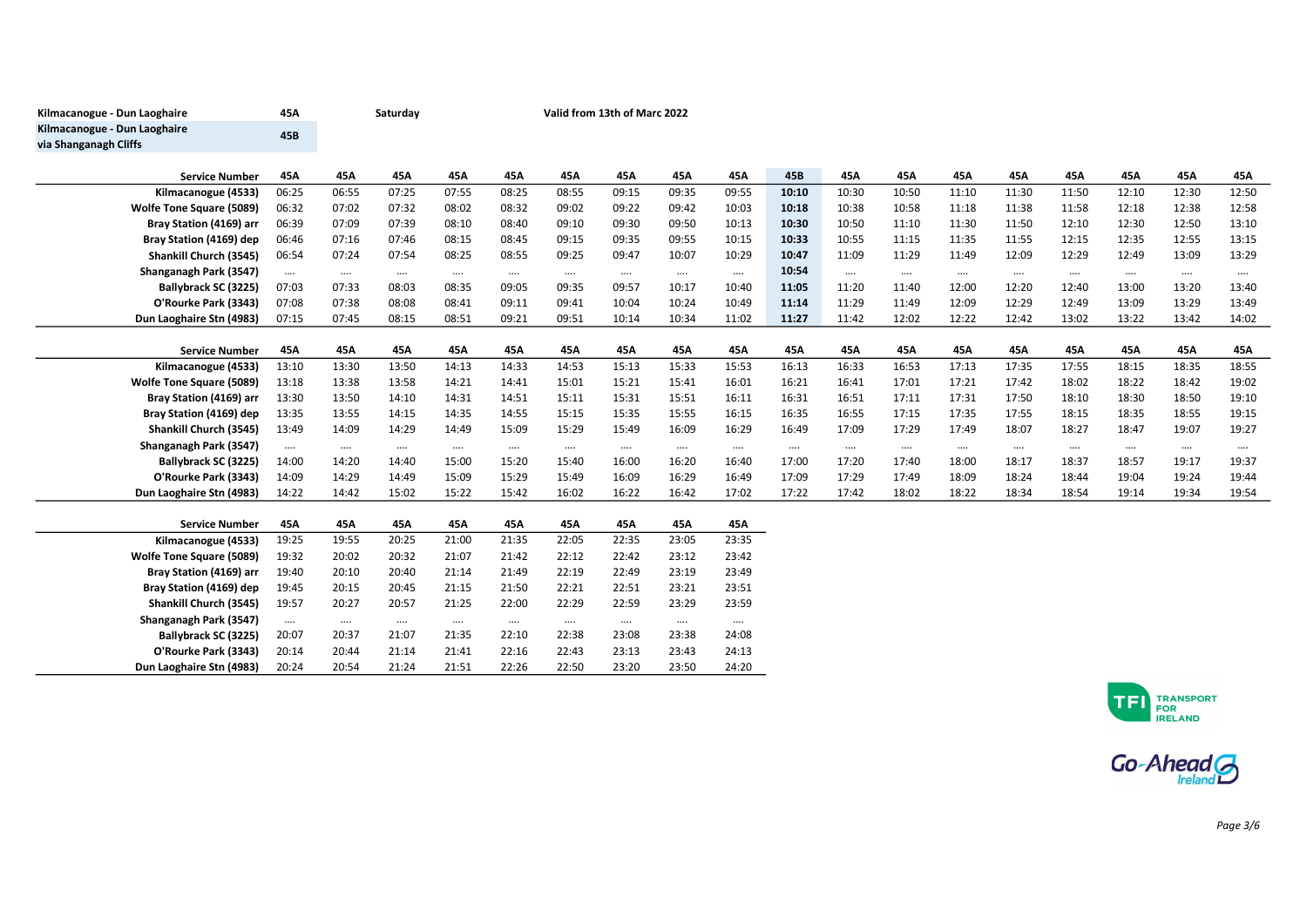Kilmacanogue - Dun Laoghaire | 45A | Saturday | Valid from 13th of Marc 2022

Kilmacanogue - Dun Laoghaire via Shanganagh Cliffs | 45B

| Service Number | 45A | 45A | 45A | 45A | 45A | 45A | 45A | 45A | 45A | 45B | 45A | 45A | 45A | 45A | 45A | 45A | 45A | 45A |
|---|---|---|---|---|---|---|---|---|---|---|---|---|---|---|---|---|---|---|
| Kilmacanogue (4533) | 06:25 | 06:55 | 07:25 | 07:55 | 08:25 | 08:55 | 09:15 | 09:35 | 09:55 | 10:10 | 10:30 | 10:50 | 11:10 | 11:30 | 11:50 | 12:10 | 12:30 | 12:50 |
| Wolfe Tone Square (5089) | 06:32 | 07:02 | 07:32 | 08:02 | 08:32 | 09:02 | 09:22 | 09:42 | 10:03 | 10:18 | 10:38 | 10:58 | 11:18 | 11:38 | 11:58 | 12:18 | 12:38 | 12:58 |
| Bray Station (4169) arr | 06:39 | 07:09 | 07:39 | 08:10 | 08:40 | 09:10 | 09:30 | 09:50 | 10:13 | 10:30 | 10:50 | 11:10 | 11:30 | 11:50 | 12:10 | 12:30 | 12:50 | 13:10 |
| Bray Station (4169) dep | 06:46 | 07:16 | 07:46 | 08:15 | 08:45 | 09:15 | 09:35 | 09:55 | 10:15 | 10:33 | 10:55 | 11:15 | 11:35 | 11:55 | 12:15 | 12:35 | 12:55 | 13:15 |
| Shankill Church (3545) | 06:54 | 07:24 | 07:54 | 08:25 | 08:55 | 09:25 | 09:47 | 10:07 | 10:29 | 10:47 | 11:09 | 11:29 | 11:49 | 12:09 | 12:29 | 12:49 | 13:09 | 13:29 |
| Shanganagh Park (3547) | .... | .... | .... | .... | .... | .... | .... | .... | .... | 10:54 | .... | .... | .... | .... | .... | .... | .... | .... |
| Ballybrack SC (3225) | 07:03 | 07:33 | 08:03 | 08:35 | 09:05 | 09:35 | 09:57 | 10:17 | 10:40 | 11:05 | 11:20 | 11:40 | 12:00 | 12:20 | 12:40 | 13:00 | 13:20 | 13:40 |
| O'Rourke Park (3343) | 07:08 | 07:38 | 08:08 | 08:41 | 09:11 | 09:41 | 10:04 | 10:24 | 10:49 | 11:14 | 11:29 | 11:49 | 12:09 | 12:29 | 12:49 | 13:09 | 13:29 | 13:49 |
| Dun Laoghaire Stn (4983) | 07:15 | 07:45 | 08:15 | 08:51 | 09:21 | 09:51 | 10:14 | 10:34 | 11:02 | 11:27 | 11:42 | 12:02 | 12:22 | 12:42 | 13:02 | 13:22 | 13:42 | 14:02 |

| Service Number | 45A | 45A | 45A | 45A | 45A | 45A | 45A | 45A | 45A | 45A | 45A | 45A | 45A | 45A | 45A | 45A | 45A | 45A |
|---|---|---|---|---|---|---|---|---|---|---|---|---|---|---|---|---|---|---|
| Kilmacanogue (4533) | 13:10 | 13:30 | 13:50 | 14:13 | 14:33 | 14:53 | 15:13 | 15:33 | 15:53 | 16:13 | 16:33 | 16:53 | 17:13 | 17:35 | 17:55 | 18:15 | 18:35 | 18:55 |
| Wolfe Tone Square (5089) | 13:18 | 13:38 | 13:58 | 14:21 | 14:41 | 15:01 | 15:21 | 15:41 | 16:01 | 16:21 | 16:41 | 17:01 | 17:21 | 17:42 | 18:02 | 18:22 | 18:42 | 19:02 |
| Bray Station (4169) arr | 13:30 | 13:50 | 14:10 | 14:31 | 14:51 | 15:11 | 15:31 | 15:51 | 16:11 | 16:31 | 16:51 | 17:11 | 17:31 | 17:50 | 18:10 | 18:30 | 18:50 | 19:10 |
| Bray Station (4169) dep | 13:35 | 13:55 | 14:15 | 14:35 | 14:55 | 15:15 | 15:35 | 15:55 | 16:15 | 16:35 | 16:55 | 17:15 | 17:35 | 17:55 | 18:15 | 18:35 | 18:55 | 19:15 |
| Shankill Church (3545) | 13:49 | 14:09 | 14:29 | 14:49 | 15:09 | 15:29 | 15:49 | 16:09 | 16:29 | 16:49 | 17:09 | 17:29 | 17:49 | 18:07 | 18:27 | 18:47 | 19:07 | 19:27 |
| Shanganagh Park (3547) | .... | .... | .... | .... | .... | .... | .... | .... | .... | .... | .... | .... | .... | .... | .... | .... | .... | .... |
| Ballybrack SC (3225) | 14:00 | 14:20 | 14:40 | 15:00 | 15:20 | 15:40 | 16:00 | 16:20 | 16:40 | 17:00 | 17:20 | 17:40 | 18:00 | 18:17 | 18:37 | 18:57 | 19:17 | 19:37 |
| O'Rourke Park (3343) | 14:09 | 14:29 | 14:49 | 15:09 | 15:29 | 15:49 | 16:09 | 16:29 | 16:49 | 17:09 | 17:29 | 17:49 | 18:09 | 18:24 | 18:44 | 19:04 | 19:24 | 19:44 |
| Dun Laoghaire Stn (4983) | 14:22 | 14:42 | 15:02 | 15:22 | 15:42 | 16:02 | 16:22 | 16:42 | 17:02 | 17:22 | 17:42 | 18:02 | 18:22 | 18:34 | 18:54 | 19:14 | 19:34 | 19:54 |

| Service Number | 45A | 45A | 45A | 45A | 45A | 45A | 45A | 45A | 45A |
|---|---|---|---|---|---|---|---|---|---|
| Kilmacanogue (4533) | 19:25 | 19:55 | 20:25 | 21:00 | 21:35 | 22:05 | 22:35 | 23:05 | 23:35 |
| Wolfe Tone Square (5089) | 19:32 | 20:02 | 20:32 | 21:07 | 21:42 | 22:12 | 22:42 | 23:12 | 23:42 |
| Bray Station (4169) arr | 19:40 | 20:10 | 20:40 | 21:14 | 21:49 | 22:19 | 22:49 | 23:19 | 23:49 |
| Bray Station (4169) dep | 19:45 | 20:15 | 20:45 | 21:15 | 21:50 | 22:21 | 22:51 | 23:21 | 23:51 |
| Shankill Church (3545) | 19:57 | 20:27 | 20:57 | 21:25 | 22:00 | 22:29 | 22:59 | 23:29 | 23:59 |
| Shanganagh Park (3547) | .... | .... | .... | .... | .... | .... | .... | .... | .... |
| Ballybrack SC (3225) | 20:07 | 20:37 | 21:07 | 21:35 | 22:10 | 22:38 | 23:08 | 23:38 | 24:08 |
| O'Rourke Park (3343) | 20:14 | 20:44 | 21:14 | 21:41 | 22:16 | 22:43 | 23:13 | 23:43 | 24:13 |
| Dun Laoghaire Stn (4983) | 20:24 | 20:54 | 21:24 | 21:51 | 22:26 | 22:50 | 23:20 | 23:50 | 24:20 |

TFI TRANSPORT FOR IRELAND

Go-Ahead Ireland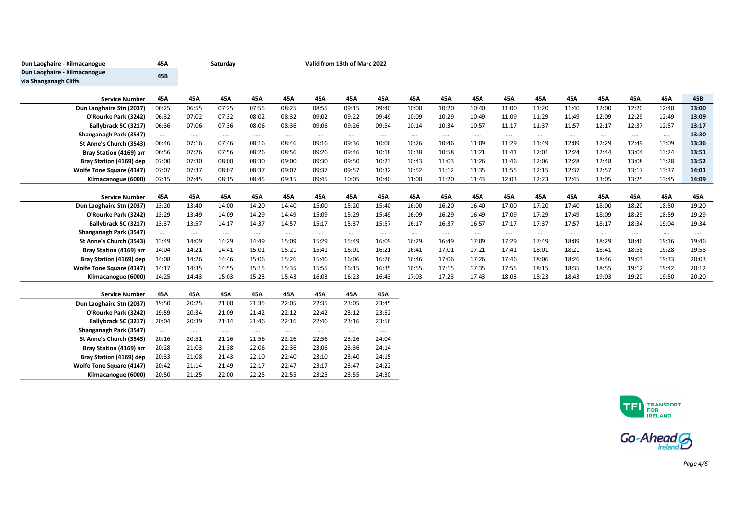Dun Laoghaire - Kilmacanogue **45A** Saturday Valid from 13th of Marc 2022

Dun Laoghaire - Kilmacanogue via Shanganagh Cliffs **45B**

| Service Number | 45A | 45A | 45A | 45A | 45A | 45A | 45A | 45A | 45A | 45A | 45A | 45A | 45A | 45A | 45A | 45A | 45A | 45B |
|---|---|---|---|---|---|---|---|---|---|---|---|---|---|---|---|---|---|---|
| Dun Laoghaire Stn (2037) | 06:25 | 06:55 | 07:25 | 07:55 | 08:25 | 08:55 | 09:15 | 09:40 | 10:00 | 10:20 | 10:40 | 11:00 | 11:20 | 11:40 | 12:00 | 12:20 | 12:40 | 13:00 |
| O'Rourke Park (3242) | 06:32 | 07:02 | 07:32 | 08:02 | 08:32 | 09:02 | 09:22 | 09:49 | 10:09 | 10:29 | 10:49 | 11:09 | 11:29 | 11:49 | 12:09 | 12:29 | 12:49 | 13:09 |
| Ballybrack SC (3217) | 06:36 | 07:06 | 07:36 | 08:06 | 08:36 | 09:06 | 09:26 | 09:54 | 10:14 | 10:34 | 10:57 | 11:17 | 11:37 | 11:57 | 12:17 | 12:37 | 12:57 | 13:17 |
| Shanganagh Park (3547) | .... | .... | .... | .... | .... | .... | .... | .... | .... | .... | .... | .... | .... | .... | .... | .... | .... | 13:30 |
| St Anne's Church (3543) | 06:46 | 07:16 | 07:46 | 08:16 | 08:46 | 09:16 | 09:36 | 10:06 | 10:26 | 10:46 | 11:09 | 11:29 | 11:49 | 12:09 | 12:29 | 12:49 | 13:09 | 13:36 |
| Bray Station (4169) arr | 06:56 | 07:26 | 07:56 | 08:26 | 08:56 | 09:26 | 09:46 | 10:18 | 10:38 | 10:58 | 11:21 | 11:41 | 12:01 | 12:24 | 12:44 | 13:04 | 13:24 | 13:51 |
| Bray Station (4169) dep | 07:00 | 07:30 | 08:00 | 08:30 | 09:00 | 09:30 | 09:50 | 10:23 | 10:43 | 11:03 | 11:26 | 11:46 | 12:06 | 12:28 | 12:48 | 13:08 | 13:28 | 13:52 |
| Wolfe Tone Square (4147) | 07:07 | 07:37 | 08:07 | 08:37 | 09:07 | 09:37 | 09:57 | 10:32 | 10:52 | 11:12 | 11:35 | 11:55 | 12:15 | 12:37 | 12:57 | 13:17 | 13:37 | 14:01 |
| Kilmacanogue (6000) | 07:15 | 07:45 | 08:15 | 08:45 | 09:15 | 09:45 | 10:05 | 10:40 | 11:00 | 11:20 | 11:43 | 12:03 | 12:23 | 12:45 | 13:05 | 13:25 | 13:45 | 14:09 |

| Service Number | 45A | 45A | 45A | 45A | 45A | 45A | 45A | 45A | 45A | 45A | 45A | 45A | 45A | 45A | 45A | 45A | 45A | 45A |
|---|---|---|---|---|---|---|---|---|---|---|---|---|---|---|---|---|---|---|
| Dun Laoghaire Stn (2037) | 13:20 | 13:40 | 14:00 | 14:20 | 14:40 | 15:00 | 15:20 | 15:40 | 16:00 | 16:20 | 16:40 | 17:00 | 17:20 | 17:40 | 18:00 | 18:20 | 18:50 | 19:20 |
| O'Rourke Park (3242) | 13:29 | 13:49 | 14:09 | 14:29 | 14:49 | 15:09 | 15:29 | 15:49 | 16:09 | 16:29 | 16:49 | 17:09 | 17:29 | 17:49 | 18:09 | 18:29 | 18:59 | 19:29 |
| Ballybrack SC (3217) | 13:37 | 13:57 | 14:17 | 14:37 | 14:57 | 15:17 | 15:37 | 15:57 | 16:17 | 16:37 | 16:57 | 17:17 | 17:37 | 17:57 | 18:17 | 18:34 | 19:04 | 19:34 |
| Shanganagh Park (3547) | .... | .... | .... | .... | .... | .... | .... | .... | .... | .... | .... | .... | .... | .... | .... | .... | .... | .... |
| St Anne's Church (3543) | 13:49 | 14:09 | 14:29 | 14:49 | 15:09 | 15:29 | 15:49 | 16:09 | 16:29 | 16:49 | 17:09 | 17:29 | 17:49 | 18:09 | 18:29 | 18:46 | 19:16 | 19:46 |
| Bray Station (4169) arr | 14:04 | 14:21 | 14:41 | 15:01 | 15:21 | 15:41 | 16:01 | 16:21 | 16:41 | 17:01 | 17:21 | 17:41 | 18:01 | 18:21 | 18:41 | 18:58 | 19:28 | 19:58 |
| Bray Station (4169) dep | 14:08 | 14:26 | 14:46 | 15:06 | 15:26 | 15:46 | 16:06 | 16:26 | 16:46 | 17:06 | 17:26 | 17:46 | 18:06 | 18:26 | 18:46 | 19:03 | 19:33 | 20:03 |
| Wolfe Tone Square (4147) | 14:17 | 14:35 | 14:55 | 15:15 | 15:35 | 15:55 | 16:15 | 16:35 | 16:55 | 17:15 | 17:35 | 17:55 | 18:15 | 18:35 | 18:55 | 19:12 | 19:42 | 20:12 |
| Kilmacanogue (6000) | 14:25 | 14:43 | 15:03 | 15:23 | 15:43 | 16:03 | 16:23 | 16:43 | 17:03 | 17:23 | 17:43 | 18:03 | 18:23 | 18:43 | 19:03 | 19:20 | 19:50 | 20:20 |

| Service Number | 45A | 45A | 45A | 45A | 45A | 45A | 45A | 45A |
|---|---|---|---|---|---|---|---|---|
| Dun Laoghaire Stn (2037) | 19:50 | 20:25 | 21:00 | 21:35 | 22:05 | 22:35 | 23:05 | 23:45 |
| O'Rourke Park (3242) | 19:59 | 20:34 | 21:09 | 21:42 | 22:12 | 22:42 | 23:12 | 23:52 |
| Ballybrack SC (3217) | 20:04 | 20:39 | 21:14 | 21:46 | 22:16 | 22:46 | 23:16 | 23:56 |
| Shanganagh Park (3547) | .... | .... | .... | .... | .... | .... | .... | .... |
| St Anne's Church (3543) | 20:16 | 20:51 | 21:26 | 21:56 | 22:26 | 22:56 | 23:26 | 24:04 |
| Bray Station (4169) arr | 20:28 | 21:03 | 21:38 | 22:06 | 22:36 | 23:06 | 23:36 | 24:14 |
| Bray Station (4169) dep | 20:33 | 21:08 | 21:43 | 22:10 | 22:40 | 23:10 | 23:40 | 24:15 |
| Wolfe Tone Square (4147) | 20:42 | 21:14 | 21:49 | 22:17 | 22:47 | 23:17 | 23:47 | 24:22 |
| Kilmacanogue (6000) | 20:50 | 21:25 | 22:00 | 22:25 | 22:55 | 23:25 | 23:55 | 24:30 |

TFI TRANSPORT FOR IRELAND

Go-Ahead Ireland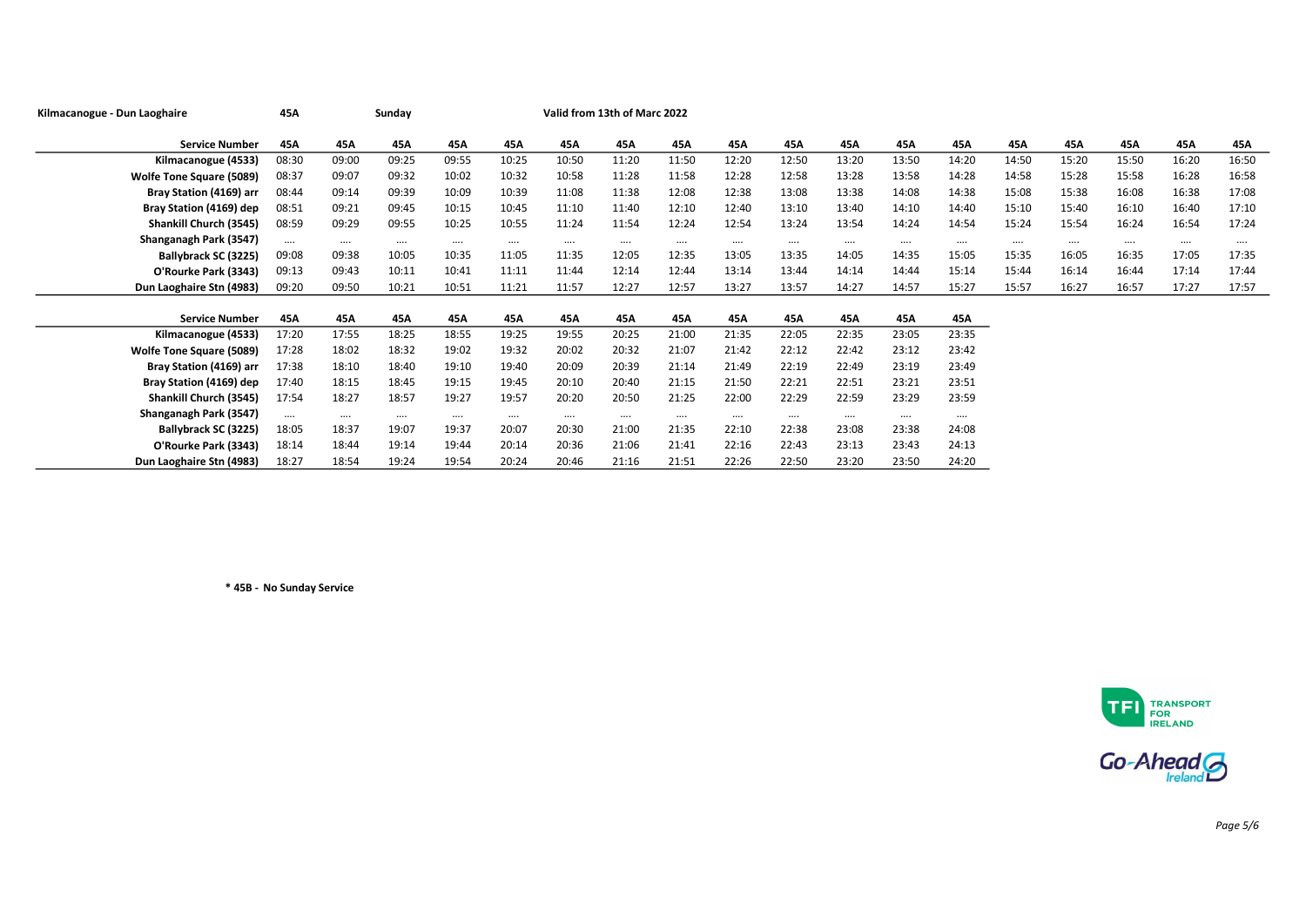Kilmacanogue - Dun Laoghaire | 45A | Sunday | Valid from 13th of Marc 2022

| Service Number | 45A | 45A | 45A | 45A | 45A | 45A | 45A | 45A | 45A | 45A | 45A | 45A | 45A | 45A | 45A | 45A | 45A | 45A |
|---|---|---|---|---|---|---|---|---|---|---|---|---|---|---|---|---|---|---|
| Kilmacanogue (4533) | 08:30 | 09:00 | 09:25 | 09:55 | 10:25 | 10:50 | 11:20 | 11:50 | 12:20 | 12:50 | 13:20 | 13:50 | 14:20 | 14:50 | 15:20 | 15:50 | 16:20 | 16:50 |
| Wolfe Tone Square (5089) | 08:37 | 09:07 | 09:32 | 10:02 | 10:32 | 10:58 | 11:28 | 11:58 | 12:28 | 12:58 | 13:28 | 13:58 | 14:28 | 14:58 | 15:28 | 15:58 | 16:28 | 16:58 |
| Bray Station (4169) arr | 08:44 | 09:14 | 09:39 | 10:09 | 10:39 | 11:08 | 11:38 | 12:08 | 12:38 | 13:08 | 13:38 | 14:08 | 14:38 | 15:08 | 15:38 | 16:08 | 16:38 | 17:08 |
| Bray Station (4169) dep | 08:51 | 09:21 | 09:45 | 10:15 | 10:45 | 11:10 | 11:40 | 12:10 | 12:40 | 13:10 | 13:40 | 14:10 | 14:40 | 15:10 | 15:40 | 16:10 | 16:40 | 17:10 |
| Shankill Church (3545) | 08:59 | 09:29 | 09:55 | 10:25 | 10:55 | 11:24 | 11:54 | 12:24 | 12:54 | 13:24 | 13:54 | 14:24 | 14:54 | 15:24 | 15:54 | 16:24 | 16:54 | 17:24 |
| Shanganagh Park (3547) | .... | .... | .... | .... | .... | .... | .... | .... | .... | .... | .... | .... | .... | .... | .... | .... | .... | .... |
| Ballybrack SC (3225) | 09:08 | 09:38 | 10:05 | 10:35 | 11:05 | 11:35 | 12:05 | 12:35 | 13:05 | 13:35 | 14:05 | 14:35 | 15:05 | 15:35 | 16:05 | 16:35 | 17:05 | 17:35 |
| O'Rourke Park (3343) | 09:13 | 09:43 | 10:11 | 10:41 | 11:11 | 11:44 | 12:14 | 12:44 | 13:14 | 13:44 | 14:14 | 14:44 | 15:14 | 15:44 | 16:14 | 16:44 | 17:14 | 17:44 |
| Dun Laoghaire Stn (4983) | 09:20 | 09:50 | 10:21 | 10:51 | 11:21 | 11:57 | 12:27 | 12:57 | 13:27 | 13:57 | 14:27 | 14:57 | 15:27 | 15:57 | 16:27 | 16:57 | 17:27 | 17:57 |

| Service Number | 45A | 45A | 45A | 45A | 45A | 45A | 45A | 45A | 45A | 45A | 45A | 45A | 45A |
|---|---|---|---|---|---|---|---|---|---|---|---|---|---|
| Kilmacanogue (4533) | 17:20 | 17:55 | 18:25 | 18:55 | 19:25 | 19:55 | 20:25 | 21:00 | 21:35 | 22:05 | 22:35 | 23:05 | 23:35 |
| Wolfe Tone Square (5089) | 17:28 | 18:02 | 18:32 | 19:02 | 19:32 | 20:02 | 20:32 | 21:07 | 21:42 | 22:12 | 22:42 | 23:12 | 23:42 |
| Bray Station (4169) arr | 17:38 | 18:10 | 18:40 | 19:10 | 19:40 | 20:09 | 20:39 | 21:14 | 21:49 | 22:19 | 22:49 | 23:19 | 23:49 |
| Bray Station (4169) dep | 17:40 | 18:15 | 18:45 | 19:15 | 19:45 | 20:10 | 20:40 | 21:15 | 21:50 | 22:21 | 22:51 | 23:21 | 23:51 |
| Shankill Church (3545) | 17:54 | 18:27 | 18:57 | 19:27 | 19:57 | 20:20 | 20:50 | 21:25 | 22:00 | 22:29 | 22:59 | 23:29 | 23:59 |
| Shanganagh Park (3547) | .... | .... | .... | .... | .... | .... | .... | .... | .... | .... | .... | .... | .... |
| Ballybrack SC (3225) | 18:05 | 18:37 | 19:07 | 19:37 | 20:07 | 20:30 | 21:00 | 21:35 | 22:10 | 22:38 | 23:08 | 23:38 | 24:08 |
| O'Rourke Park (3343) | 18:14 | 18:44 | 19:14 | 19:44 | 20:14 | 20:36 | 21:06 | 21:41 | 22:16 | 22:43 | 23:13 | 23:43 | 24:13 |
| Dun Laoghaire Stn (4983) | 18:27 | 18:54 | 19:24 | 19:54 | 20:24 | 20:46 | 21:16 | 21:51 | 22:26 | 22:50 | 23:20 | 23:50 | 24:20 |

**\* 45B - No Sunday Service**

TFI TRANSPORT FOR IRELAND

Go-Ahead Ireland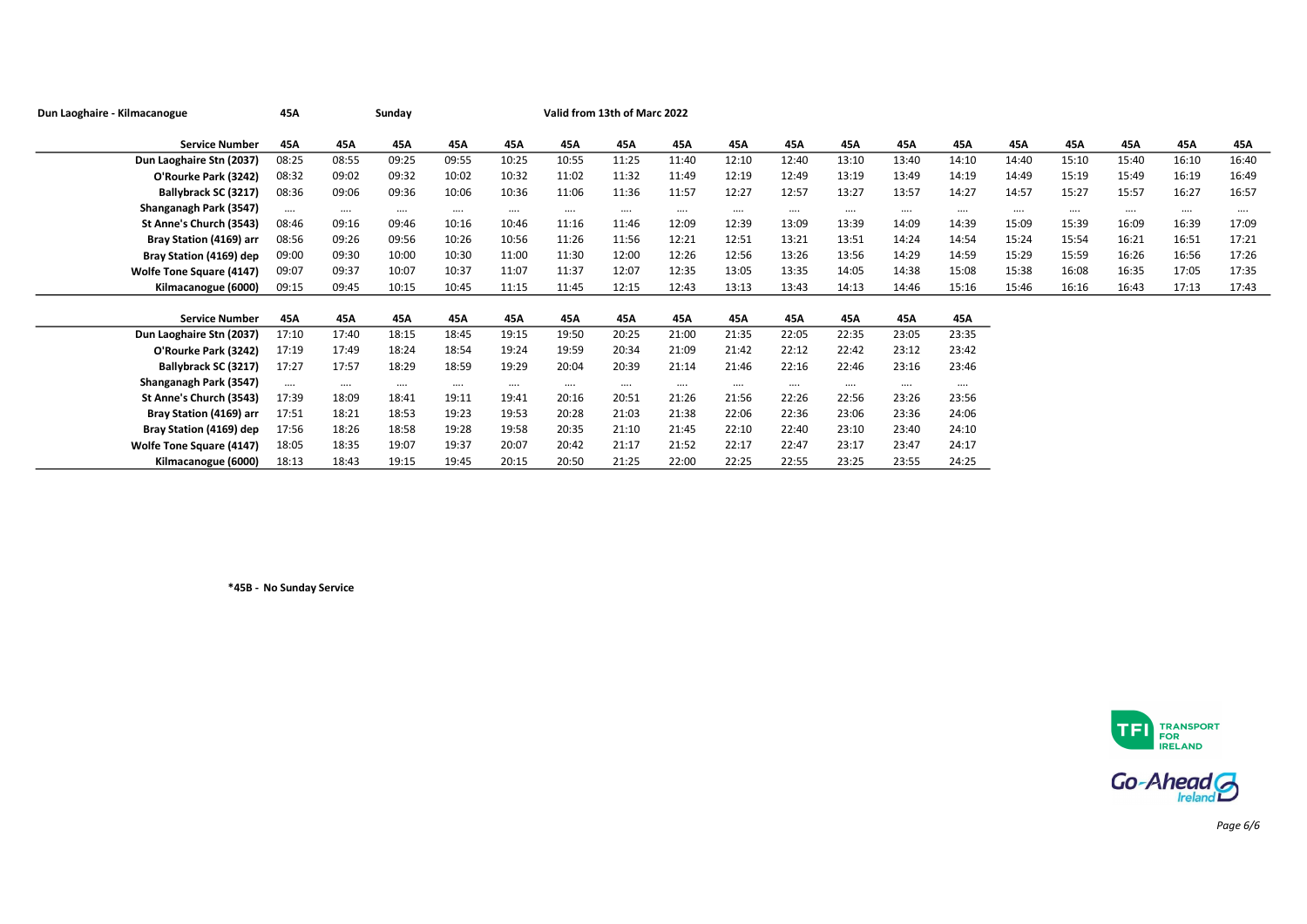Dun Laoghaire - Kilmacanogue 45A Sunday Valid from 13th of Marc 2022

| Service Number | 45A | 45A | 45A | 45A | 45A | 45A | 45A | 45A | 45A | 45A | 45A | 45A | 45A | 45A | 45A | 45A | 45A | 45A |
|---|---|---|---|---|---|---|---|---|---|---|---|---|---|---|---|---|---|---|
| Dun Laoghaire Stn (2037) | 08:25 | 08:55 | 09:25 | 09:55 | 10:25 | 10:55 | 11:25 | 11:40 | 12:10 | 12:40 | 13:10 | 13:40 | 14:10 | 14:40 | 15:10 | 15:40 | 16:10 | 16:40 |
| O'Rourke Park (3242) | 08:32 | 09:02 | 09:32 | 10:02 | 10:32 | 11:02 | 11:32 | 11:49 | 12:19 | 12:49 | 13:19 | 13:49 | 14:19 | 14:49 | 15:19 | 15:49 | 16:19 | 16:49 |
| Ballybrack SC (3217) | 08:36 | 09:06 | 09:36 | 10:06 | 10:36 | 11:06 | 11:36 | 11:57 | 12:27 | 12:57 | 13:27 | 13:57 | 14:27 | 14:57 | 15:27 | 15:57 | 16:27 | 16:57 |
| Shanganagh Park (3547) | .... | .... | .... | .... | .... | .... | .... | .... | .... | .... | .... | .... | .... | .... | .... | .... | .... | .... |
| St Anne's Church (3543) | 08:46 | 09:16 | 09:46 | 10:16 | 10:46 | 11:16 | 11:46 | 12:09 | 12:39 | 13:09 | 13:39 | 14:09 | 14:39 | 15:09 | 15:39 | 16:09 | 16:39 | 17:09 |
| Bray Station (4169) arr | 08:56 | 09:26 | 09:56 | 10:26 | 10:56 | 11:26 | 11:56 | 12:21 | 12:51 | 13:21 | 13:51 | 14:24 | 14:54 | 15:24 | 15:54 | 16:21 | 16:51 | 17:21 |
| Bray Station (4169) dep | 09:00 | 09:30 | 10:00 | 10:30 | 11:00 | 11:30 | 12:00 | 12:26 | 12:56 | 13:26 | 13:56 | 14:29 | 14:59 | 15:29 | 15:59 | 16:26 | 16:56 | 17:26 |
| Wolfe Tone Square (4147) | 09:07 | 09:37 | 10:07 | 10:37 | 11:07 | 11:37 | 12:07 | 12:35 | 13:05 | 13:35 | 14:05 | 14:38 | 15:08 | 15:38 | 16:08 | 16:35 | 17:05 | 17:35 |
| Kilmacanogue (6000) | 09:15 | 09:45 | 10:15 | 10:45 | 11:15 | 11:45 | 12:15 | 12:43 | 13:13 | 13:43 | 14:13 | 14:46 | 15:16 | 15:46 | 16:16 | 16:43 | 17:13 | 17:43 |

| Service Number | 45A | 45A | 45A | 45A | 45A | 45A | 45A | 45A | 45A | 45A | 45A | 45A | 45A |
|---|---|---|---|---|---|---|---|---|---|---|---|---|---|
| Dun Laoghaire Stn (2037) | 17:10 | 17:40 | 18:15 | 18:45 | 19:15 | 19:50 | 20:25 | 21:00 | 21:35 | 22:05 | 22:35 | 23:05 | 23:35 |
| O'Rourke Park (3242) | 17:19 | 17:49 | 18:24 | 18:54 | 19:24 | 19:59 | 20:34 | 21:09 | 21:42 | 22:12 | 22:42 | 23:12 | 23:42 |
| Ballybrack SC (3217) | 17:27 | 17:57 | 18:29 | 18:59 | 19:29 | 20:04 | 20:39 | 21:14 | 21:46 | 22:16 | 22:46 | 23:16 | 23:46 |
| Shanganagh Park (3547) | .... | .... | .... | .... | .... | .... | .... | .... | .... | .... | .... | .... | .... |
| St Anne's Church (3543) | 17:39 | 18:09 | 18:41 | 19:11 | 19:41 | 20:16 | 20:51 | 21:26 | 21:56 | 22:26 | 22:56 | 23:26 | 23:56 |
| Bray Station (4169) arr | 17:51 | 18:21 | 18:53 | 19:23 | 19:53 | 20:28 | 21:03 | 21:38 | 22:06 | 22:36 | 23:06 | 23:36 | 24:06 |
| Bray Station (4169) dep | 17:56 | 18:26 | 18:58 | 19:28 | 19:58 | 20:35 | 21:10 | 21:45 | 22:10 | 22:40 | 23:10 | 23:40 | 24:10 |
| Wolfe Tone Square (4147) | 18:05 | 18:35 | 19:07 | 19:37 | 20:07 | 20:42 | 21:17 | 21:52 | 22:17 | 22:47 | 23:17 | 23:47 | 24:17 |
| Kilmacanogue (6000) | 18:13 | 18:43 | 19:15 | 19:45 | 20:15 | 20:50 | 21:25 | 22:00 | 22:25 | 22:55 | 23:25 | 23:55 | 24:25 |

**\*45B - No Sunday Service**

TRANSPORT FOR IRELAND

Go-Ahead Ireland